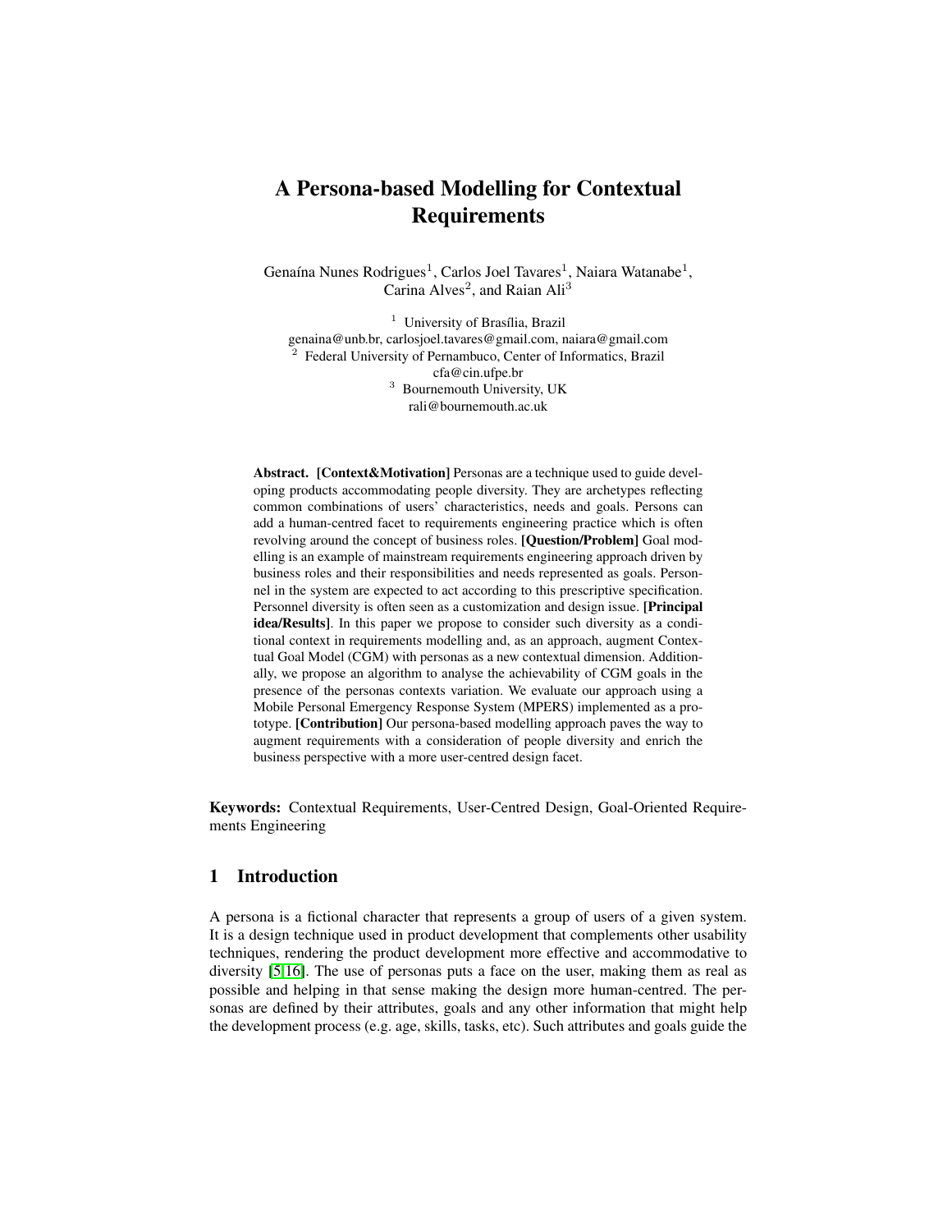# A Persona-based Modelling for Contextual Requirements

Genaína Nunes Rodrigues[1], Carlos Joel Tavares[1], Naiara Watanabe[1], Carina Alves[2], and Raian Ali[3]

[1] University of Brasília, Brazil
genaina@unb.br, carlosjoel.tavares@gmail.com, naiara@gmail.com
[2] Federal University of Pernambuco, Center of Informatics, Brazil
cfa@cin.ufpe.br
[3] Bournemouth University, UK
rali@bournemouth.ac.uk

**Abstract.** **[Context&Motivation]** Personas are a technique used to guide developing products accommodating people diversity. They are archetypes reflecting common combinations of users' characteristics, needs and goals. Persons can add a human-centred facet to requirements engineering practice which is often revolving around the concept of business roles. **[Question/Problem]** Goal modelling is an example of mainstream requirements engineering approach driven by business roles and their responsibilities and needs represented as goals. Personnel in the system are expected to act according to this prescriptive specification. Personnel diversity is often seen as a customization and design issue. **[Principal idea/Results]**. In this paper we propose to consider such diversity as a conditional context in requirements modelling and, as an approach, augment Contextual Goal Model (CGM) with personas as a new contextual dimension. Additionally, we propose an algorithm to analyse the achievability of CGM goals in the presence of the personas contexts variation. We evaluate our approach using a Mobile Personal Emergency Response System (MPERS) implemented as a prototype. **[Contribution]** Our persona-based modelling approach paves the way to augment requirements with a consideration of people diversity and enrich the business perspective with a more user-centred design facet.

**Keywords:** Contextual Requirements, User-Centred Design, Goal-Oriented Requirements Engineering

## 1 Introduction

A persona is a fictional character that represents a group of users of a given system. It is a design technique used in product development that complements other usability techniques, rendering the product development more effective and accommodative to diversity [5,16]. The use of personas puts a face on the user, making them as real as possible and helping in that sense making the design more human-centred. The personas are defined by their attributes, goals and any other information that might help the development process (e.g. age, skills, tasks, etc). Such attributes and goals guide the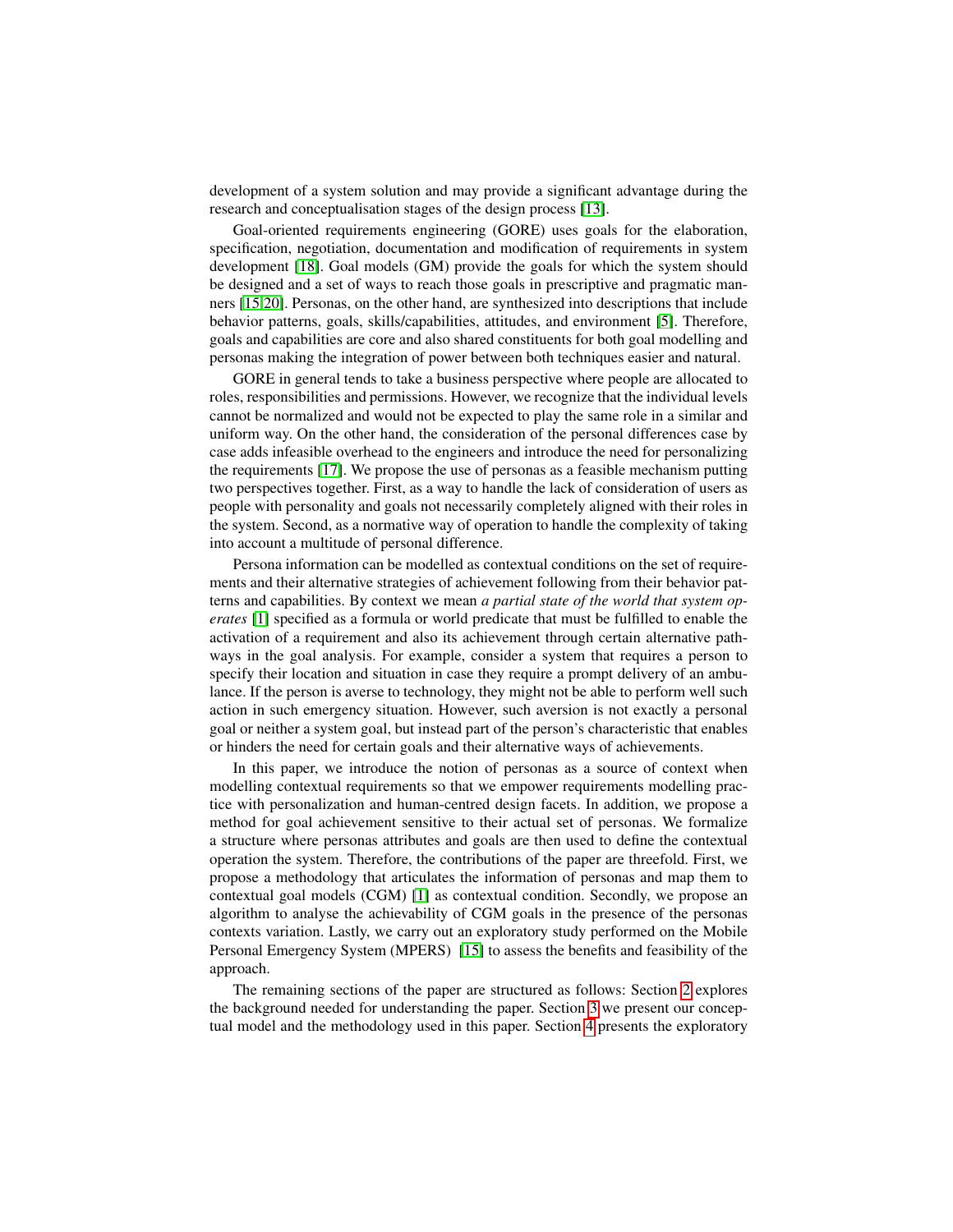development of a system solution and may provide a significant advantage during the research and conceptualisation stages of the design process [13].

Goal-oriented requirements engineering (GORE) uses goals for the elaboration, specification, negotiation, documentation and modification of requirements in system development [18]. Goal models (GM) provide the goals for which the system should be designed and a set of ways to reach those goals in prescriptive and pragmatic manners [15,20]. Personas, on the other hand, are synthesized into descriptions that include behavior patterns, goals, skills/capabilities, attitudes, and environment [5]. Therefore, goals and capabilities are core and also shared constituents for both goal modelling and personas making the integration of power between both techniques easier and natural.

GORE in general tends to take a business perspective where people are allocated to roles, responsibilities and permissions. However, we recognize that the individual levels cannot be normalized and would not be expected to play the same role in a similar and uniform way. On the other hand, the consideration of the personal differences case by case adds infeasible overhead to the engineers and introduce the need for personalizing the requirements [17]. We propose the use of personas as a feasible mechanism putting two perspectives together. First, as a way to handle the lack of consideration of users as people with personality and goals not necessarily completely aligned with their roles in the system. Second, as a normative way of operation to handle the complexity of taking into account a multitude of personal difference.

Persona information can be modelled as contextual conditions on the set of requirements and their alternative strategies of achievement following from their behavior patterns and capabilities. By context we mean *a partial state of the world that system operates* [1] specified as a formula or world predicate that must be fulfilled to enable the activation of a requirement and also its achievement through certain alternative pathways in the goal analysis. For example, consider a system that requires a person to specify their location and situation in case they require a prompt delivery of an ambulance. If the person is averse to technology, they might not be able to perform well such action in such emergency situation. However, such aversion is not exactly a personal goal or neither a system goal, but instead part of the person's characteristic that enables or hinders the need for certain goals and their alternative ways of achievements.

In this paper, we introduce the notion of personas as a source of context when modelling contextual requirements so that we empower requirements modelling practice with personalization and human-centred design facets. In addition, we propose a method for goal achievement sensitive to their actual set of personas. We formalize a structure where personas attributes and goals are then used to define the contextual operation the system. Therefore, the contributions of the paper are threefold. First, we propose a methodology that articulates the information of personas and map them to contextual goal models (CGM) [1] as contextual condition. Secondly, we propose an algorithm to analyse the achievability of CGM goals in the presence of the personas contexts variation. Lastly, we carry out an exploratory study performed on the Mobile Personal Emergency System (MPERS) [15] to assess the benefits and feasibility of the approach.

The remaining sections of the paper are structured as follows: Section 2 explores the background needed for understanding the paper. Section 3 we present our conceptual model and the methodology used in this paper. Section 4 presents the exploratory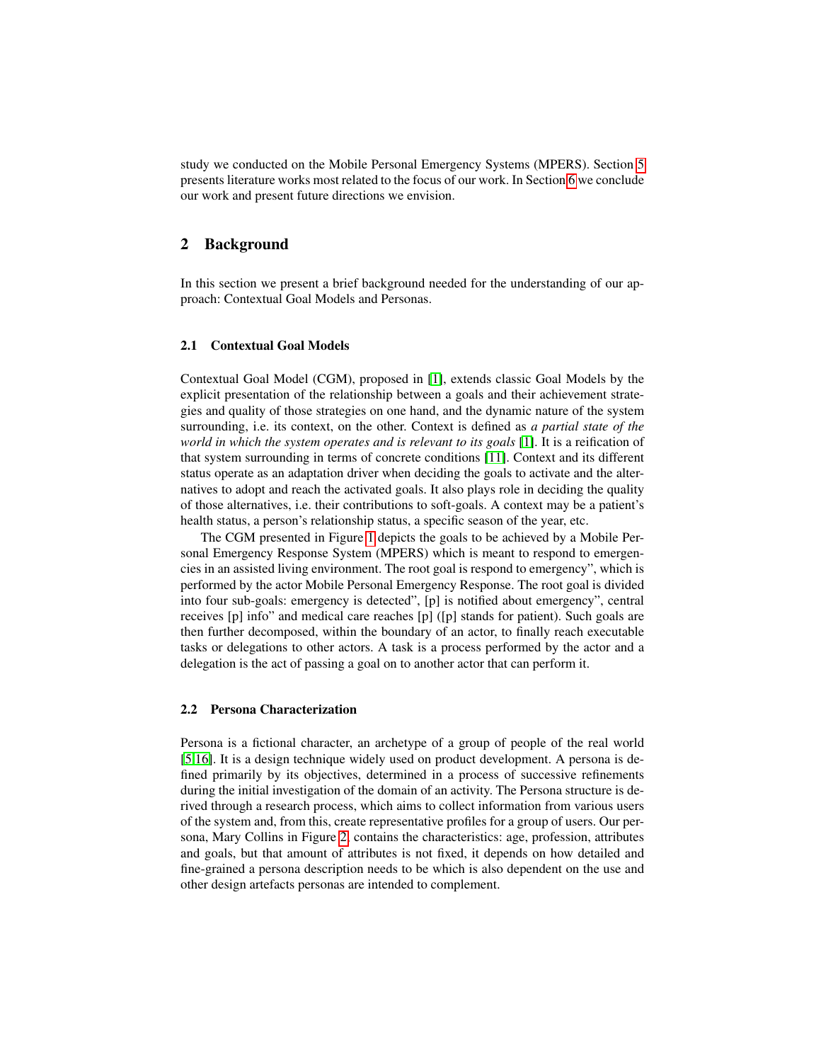study we conducted on the Mobile Personal Emergency Systems (MPERS). Section 5 presents literature works most related to the focus of our work. In Section 6 we conclude our work and present future directions we envision.

## 2 Background

In this section we present a brief background needed for the understanding of our approach: Contextual Goal Models and Personas.

### 2.1 Contextual Goal Models

Contextual Goal Model (CGM), proposed in [1], extends classic Goal Models by the explicit presentation of the relationship between a goals and their achievement strategies and quality of those strategies on one hand, and the dynamic nature of the system surrounding, i.e. its context, on the other. Context is defined as *a partial state of the world in which the system operates and is relevant to its goals* [1]. It is a reification of that system surrounding in terms of concrete conditions [11]. Context and its different status operate as an adaptation driver when deciding the goals to activate and the alternatives to adopt and reach the activated goals. It also plays role in deciding the quality of those alternatives, i.e. their contributions to soft-goals. A context may be a patient's health status, a person's relationship status, a specific season of the year, etc.

The CGM presented in Figure 1 depicts the goals to be achieved by a Mobile Personal Emergency Response System (MPERS) which is meant to respond to emergencies in an assisted living environment. The root goal is respond to emergency", which is performed by the actor Mobile Personal Emergency Response. The root goal is divided into four sub-goals: emergency is detected", [p] is notified about emergency", central receives [p] info" and medical care reaches [p] ([p] stands for patient). Such goals are then further decomposed, within the boundary of an actor, to finally reach executable tasks or delegations to other actors. A task is a process performed by the actor and a delegation is the act of passing a goal on to another actor that can perform it.

### 2.2 Persona Characterization

Persona is a fictional character, an archetype of a group of people of the real world [5,16]. It is a design technique widely used on product development. A persona is defined primarily by its objectives, determined in a process of successive refinements during the initial investigation of the domain of an activity. The Persona structure is derived through a research process, which aims to collect information from various users of the system and, from this, create representative profiles for a group of users. Our persona, Mary Collins in Figure 2, contains the characteristics: age, profession, attributes and goals, but that amount of attributes is not fixed, it depends on how detailed and fine-grained a persona description needs to be which is also dependent on the use and other design artefacts personas are intended to complement.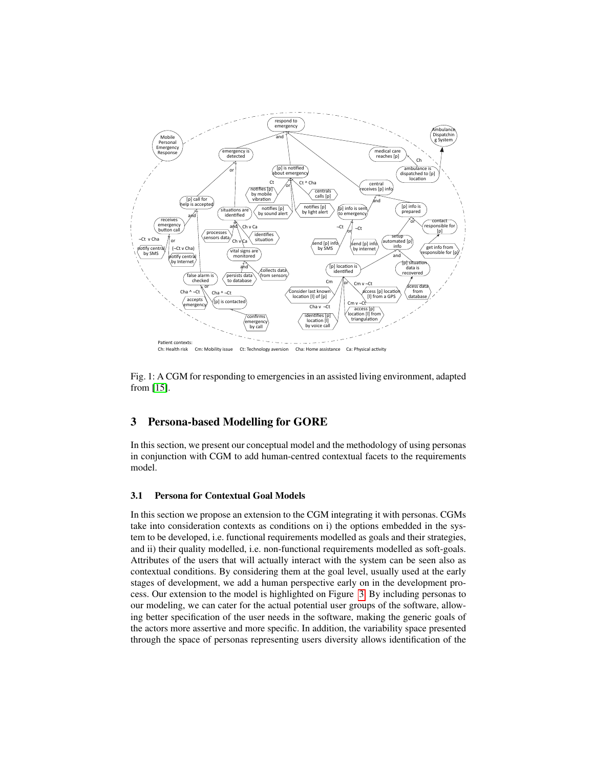Fig. 1: A CGM for responding to emergencies in an assisted living environment, adapted from [15].

## 3 Persona-based Modelling for GORE

In this section, we present our conceptual model and the methodology of using personas in conjunction with CGM to add human-centred contextual facets to the requirements model.

### 3.1 Persona for Contextual Goal Models

In this section we propose an extension to the CGM integrating it with personas. CGMs take into consideration contexts as conditions on i) the options embedded in the system to be developed, i.e. functional requirements modelled as goals and their strategies, and ii) their quality modelled, i.e. non-functional requirements modelled as soft-goals. Attributes of the users that will actually interact with the system can be seen also as contextual conditions. By considering them at the goal level, usually used at the early stages of development, we add a human perspective early on in the development process. Our extension to the model is highlighted on Figure 3. By including personas to our modeling, we can cater for the actual potential user groups of the software, allowing better specification of the user needs in the software, making the generic goals of the actors more assertive and more specific. In addition, the variability space presented through the space of personas representing users diversity allows identification of the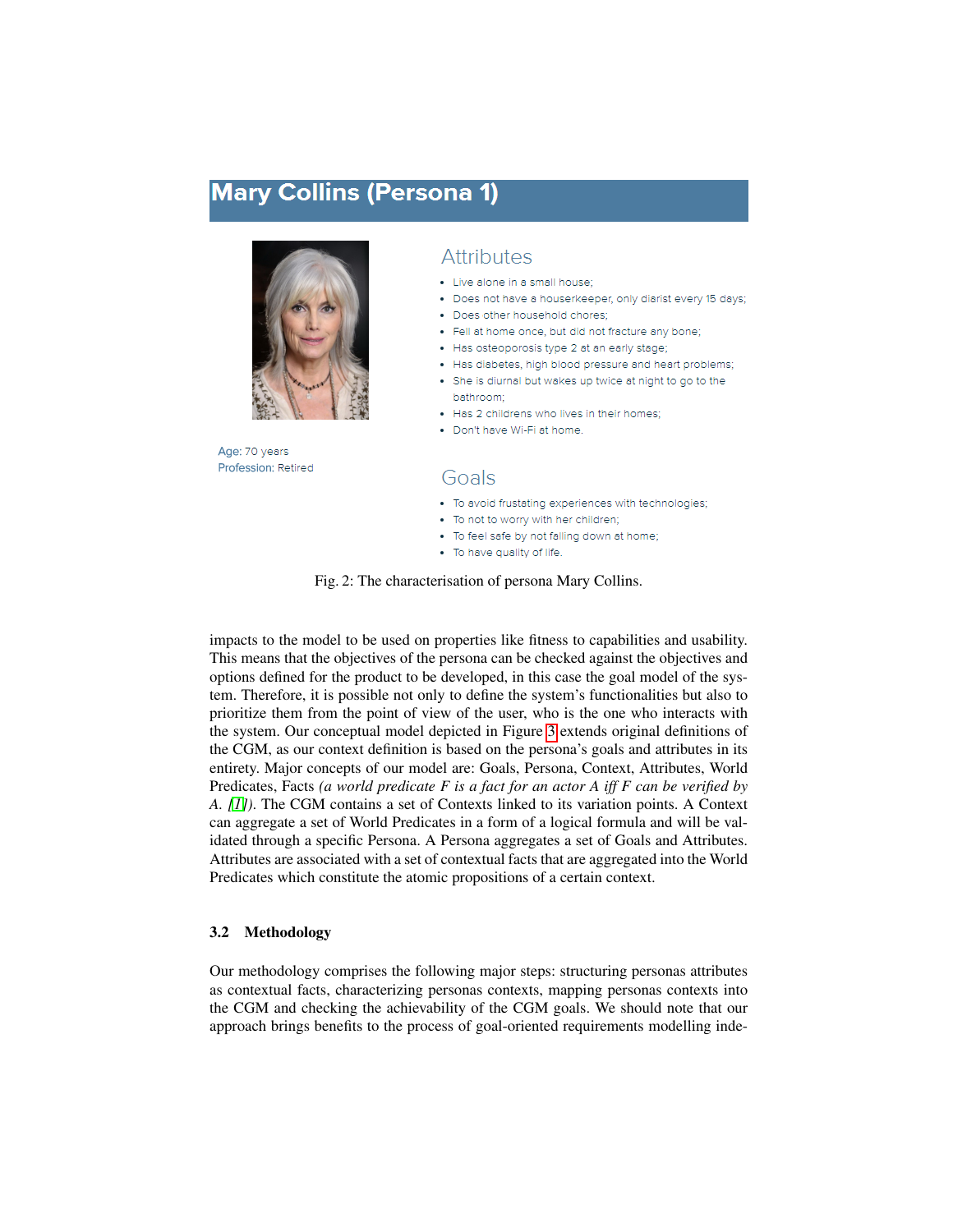# Mary Collins (Persona 1)

Age: 70 years
Profession: Retired

## Attributes

- Live alone in a small house;
- Does not have a houserkeeper, only diarist every 15 days;
- Does other household chores;
- Fell at home once, but did not fracture any bone;
- Has osteoporosis type 2 at an early stage;
- Has diabetes, high blood pressure and heart problems;
- She is diurnal but wakes up twice at night to go to the bathroom;
- Has 2 childrens who lives in their homes;
- Don't have Wi-Fi at home.

## Goals

- To avoid frustating experiences with technologies;
- To not to worry with her children;
- To feel safe by not falling down at home;
- To have quality of life.

Fig. 2: The characterisation of persona Mary Collins.

impacts to the model to be used on properties like fitness to capabilities and usability. This means that the objectives of the persona can be checked against the objectives and options defined for the product to be developed, in this case the goal model of the system. Therefore, it is possible not only to define the system's functionalities but also to prioritize them from the point of view of the user, who is the one who interacts with the system. Our conceptual model depicted in Figure 3 extends original definitions of the CGM, as our context definition is based on the persona's goals and attributes in its entirety. Major concepts of our model are: Goals, Persona, Context, Attributes, World Predicates, Facts *(a world predicate F is a fact for an actor A iff F can be verified by A. [1])*. The CGM contains a set of Contexts linked to its variation points. A Context can aggregate a set of World Predicates in a form of a logical formula and will be validated through a specific Persona. A Persona aggregates a set of Goals and Attributes. Attributes are associated with a set of contextual facts that are aggregated into the World Predicates which constitute the atomic propositions of a certain context.

### 3.2 Methodology

Our methodology comprises the following major steps: structuring personas attributes as contextual facts, characterizing personas contexts, mapping personas contexts into the CGM and checking the achievability of the CGM goals. We should note that our approach brings benefits to the process of goal-oriented requirements modelling inde-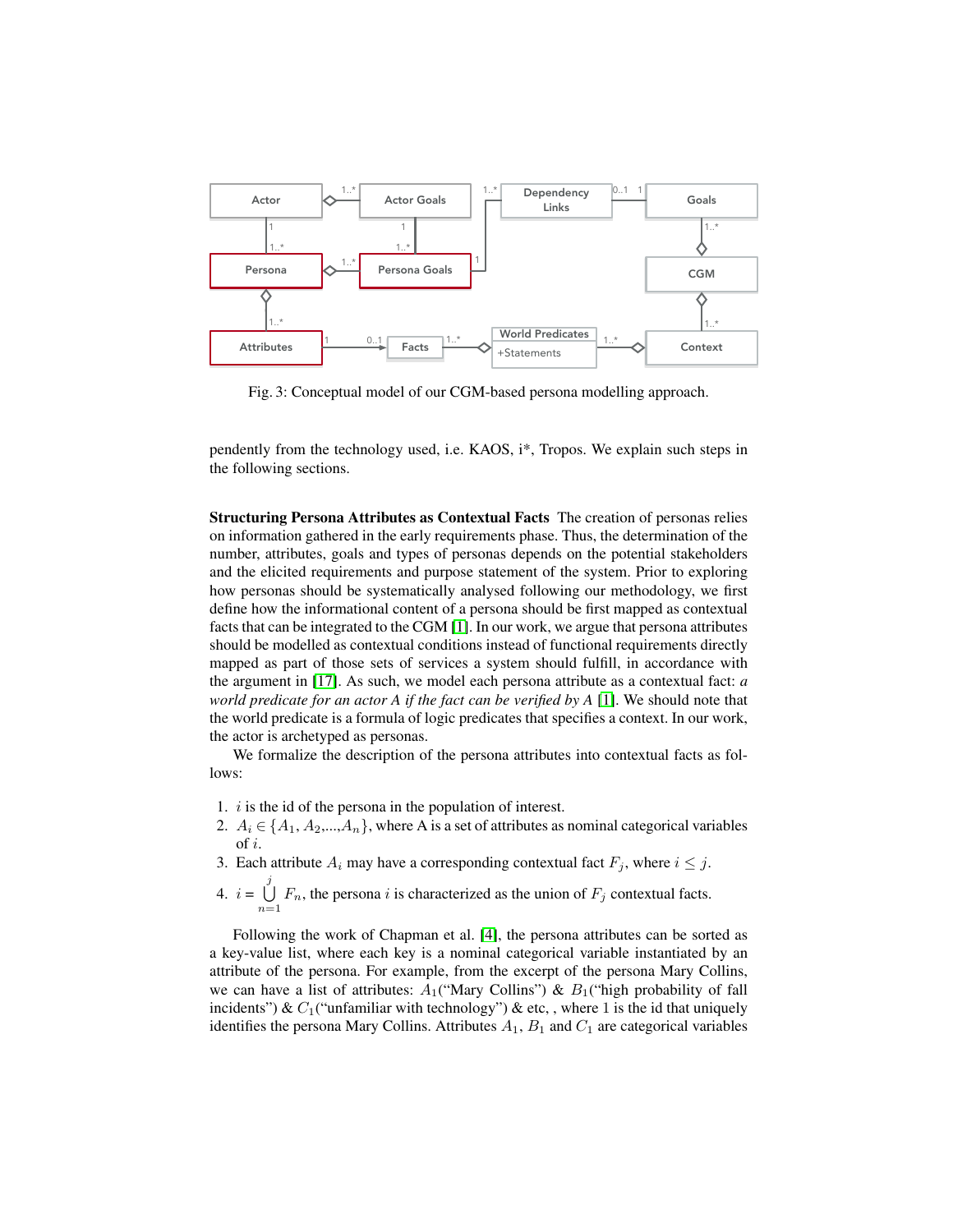Fig. 3: Conceptual model of our CGM-based persona modelling approach.

pendently from the technology used, i.e. KAOS, i*, Tropos. We explain such steps in the following sections.

**Structuring Persona Attributes as Contextual Facts** The creation of personas relies on information gathered in the early requirements phase. Thus, the determination of the number, attributes, goals and types of personas depends on the potential stakeholders and the elicited requirements and purpose statement of the system. Prior to exploring how personas should be systematically analysed following our methodology, we first define how the informational content of a persona should be first mapped as contextual facts that can be integrated to the CGM [1]. In our work, we argue that persona attributes should be modelled as contextual conditions instead of functional requirements directly mapped as part of those sets of services a system should fulfill, in accordance with the argument in [17]. As such, we model each persona attribute as a contextual fact: *a world predicate for an actor A if the fact can be verified by A* [1]. We should note that the world predicate is a formula of logic predicates that specifies a context. In our work, the actor is archetyped as personas.

We formalize the description of the persona attributes into contextual facts as follows:

1. $i$ is the id of the persona in the population of interest.
2. $A_i \in \{A_1, A_2, ..., A_n\}$, where A is a set of attributes as nominal categorical variables of $i$.
3. Each attribute $A_i$ may have a corresponding contextual fact $F_j$, where $i \leq j$.
4. $i = \bigcup_{n=1}^{j} F_n$, the persona $i$ is characterized as the union of $F_j$ contextual facts.

Following the work of Chapman et al. [4], the persona attributes can be sorted as a key-value list, where each key is a nominal categorical variable instantiated by an attribute of the persona. For example, from the excerpt of the persona Mary Collins, we can have a list of attributes: $A_1$("Mary Collins") & $B_1$("high probability of fall incidents") & $C_1$("unfamiliar with technology") & etc, , where 1 is the id that uniquely identifies the persona Mary Collins. Attributes $A_1$, $B_1$ and $C_1$ are categorical variables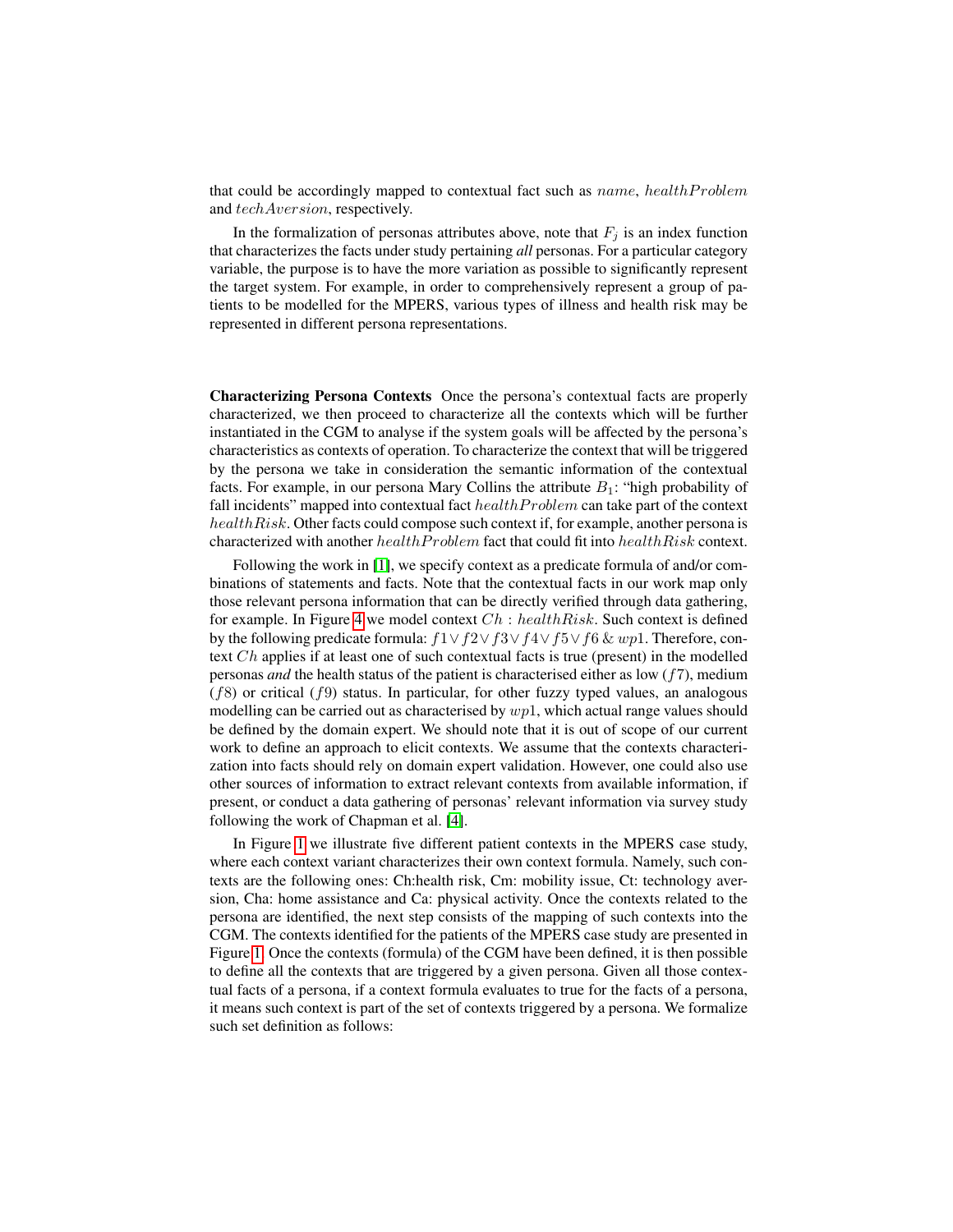that could be accordingly mapped to contextual fact such as $name$, $healthProblem$ and $techAversion$, respectively.

In the formalization of personas attributes above, note that $F_j$ is an index function that characterizes the facts under study pertaining *all* personas. For a particular category variable, the purpose is to have the more variation as possible to significantly represent the target system. For example, in order to comprehensively represent a group of patients to be modelled for the MPERS, various types of illness and health risk may be represented in different persona representations.

**Characterizing Persona Contexts** Once the persona's contextual facts are properly characterized, we then proceed to characterize all the contexts which will be further instantiated in the CGM to analyse if the system goals will be affected by the persona's characteristics as contexts of operation. To characterize the context that will be triggered by the persona we take in consideration the semantic information of the contextual facts. For example, in our persona Mary Collins the attribute $B_1$: "high probability of fall incidents" mapped into contextual fact $healthProblem$ can take part of the context $healthRisk$. Other facts could compose such context if, for example, another persona is characterized with another $healthProblem$ fact that could fit into $healthRisk$ context.

Following the work in [1], we specify context as a predicate formula of and/or combinations of statements and facts. Note that the contextual facts in our work map only those relevant persona information that can be directly verified through data gathering, for example. In Figure 4 we model context $Ch : healthRisk$. Such context is defined by the following predicate formula: $f1 \lor f2 \lor f3 \lor f4 \lor f5 \lor f6 \ \& \ wp1$. Therefore, context $Ch$ applies if at least one of such contextual facts is true (present) in the modelled personas *and* the health status of the patient is characterised either as low ($f7$), medium ($f8$) or critical ($f9$) status. In particular, for other fuzzy typed values, an analogous modelling can be carried out as characterised by $wp1$, which actual range values should be defined by the domain expert. We should note that it is out of scope of our current work to define an approach to elicit contexts. We assume that the contexts characterization into facts should rely on domain expert validation. However, one could also use other sources of information to extract relevant contexts from available information, if present, or conduct a data gathering of personas' relevant information via survey study following the work of Chapman et al. [4].

In Figure 1 we illustrate five different patient contexts in the MPERS case study, where each context variant characterizes their own context formula. Namely, such contexts are the following ones: Ch:health risk, Cm: mobility issue, Ct: technology aversion, Cha: home assistance and Ca: physical activity. Once the contexts related to the persona are identified, the next step consists of the mapping of such contexts into the CGM. The contexts identified for the patients of the MPERS case study are presented in Figure 1. Once the contexts (formula) of the CGM have been defined, it is then possible to define all the contexts that are triggered by a given persona. Given all those contextual facts of a persona, if a context formula evaluates to true for the facts of a persona, it means such context is part of the set of contexts triggered by a persona. We formalize such set definition as follows: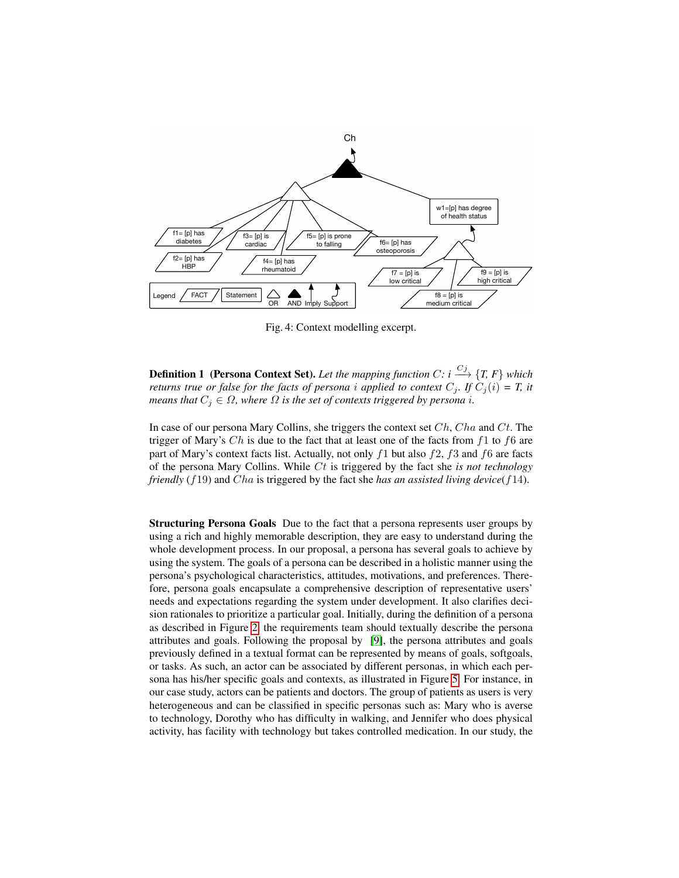Fig. 4: Context modelling excerpt.

**Definition 1 (Persona Context Set).** *Let the mapping function C: $i \xrightarrow{Cj} \{T, F\}$ which returns true or false for the facts of persona $i$ applied to context $C_j$. If $C_j(i)$ = T, it means that $C_j \in \Omega$, where $\Omega$ is the set of contexts triggered by persona $i$.*

In case of our persona Mary Collins, she triggers the context set $Ch$, $Cha$ and $Ct$. The trigger of Mary's $Ch$ is due to the fact that at least one of the facts from $f1$ to $f6$ are part of Mary's context facts list. Actually, not only $f1$ but also $f2$, $f3$ and $f6$ are facts of the persona Mary Collins. While $Ct$ is triggered by the fact she *is not technology friendly* ($f19$) and $Cha$ is triggered by the fact she *has an assisted living device*($f14$).

**Structuring Persona Goals** Due to the fact that a persona represents user groups by using a rich and highly memorable description, they are easy to understand during the whole development process. In our proposal, a persona has several goals to achieve by using the system. The goals of a persona can be described in a holistic manner using the persona's psychological characteristics, attitudes, motivations, and preferences. Therefore, persona goals encapsulate a comprehensive description of representative users' needs and expectations regarding the system under development. It also clarifies decision rationales to prioritize a particular goal. Initially, during the definition of a persona as described in Figure 2, the requirements team should textually describe the persona attributes and goals. Following the proposal by [9], the persona attributes and goals previously defined in a textual format can be represented by means of goals, softgoals, or tasks. As such, an actor can be associated by different personas, in which each persona has his/her specific goals and contexts, as illustrated in Figure 5. For instance, in our case study, actors can be patients and doctors. The group of patients as users is very heterogeneous and can be classified in specific personas such as: Mary who is averse to technology, Dorothy who has difficulty in walking, and Jennifer who does physical activity, has facility with technology but takes controlled medication. In our study, the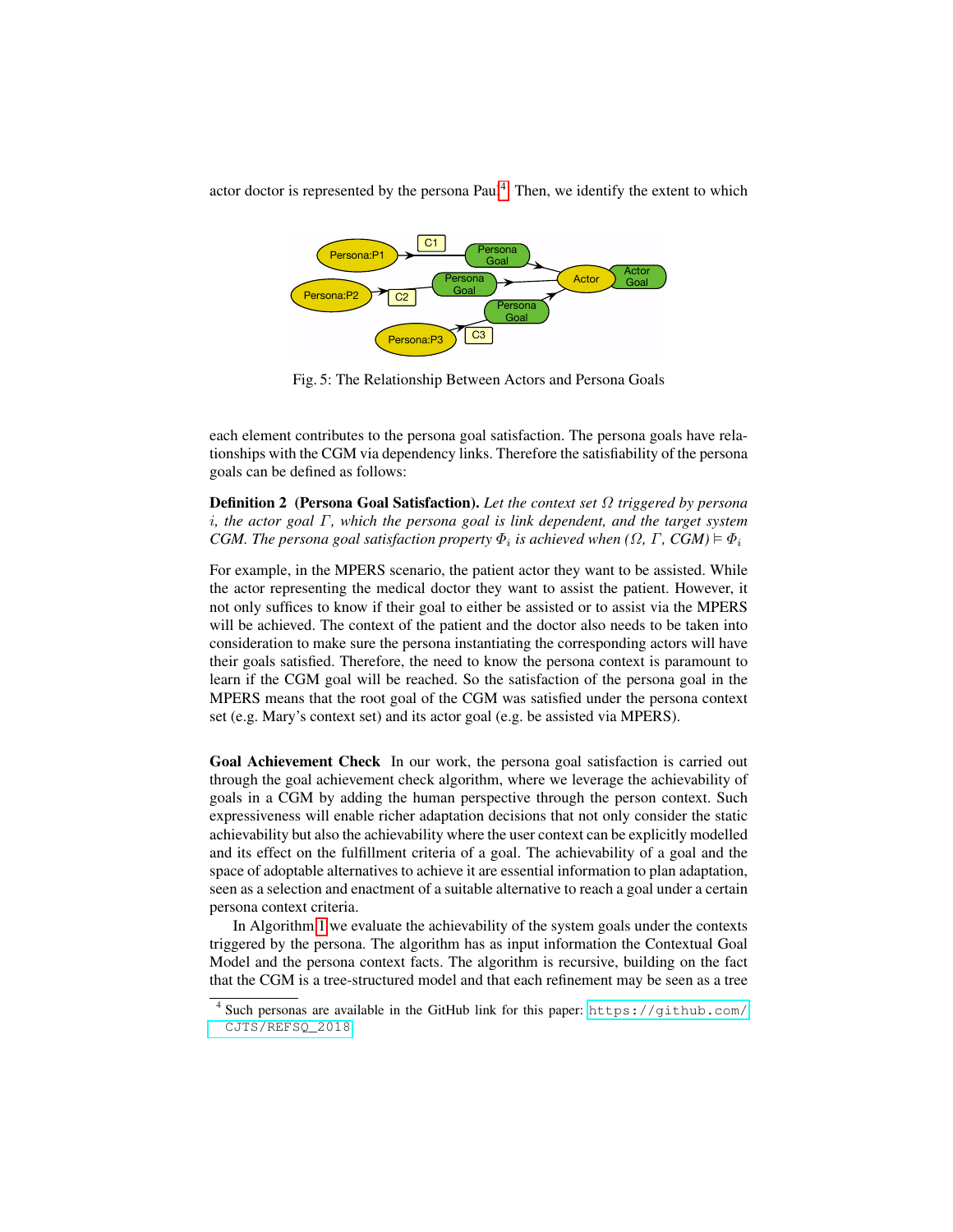actor doctor is represented by the persona Pau.[4] Then, we identify the extent to which

Persona:P1
C1
Persona Goal
Persona:P2
C2
Persona Goal
Actor
Actor Goal
Persona Goal
Persona:P3
C3

Fig. 5: The Relationship Between Actors and Persona Goals

each element contributes to the persona goal satisfaction. The persona goals have relationships with the CGM via dependency links. Therefore the satisfiability of the persona goals can be defined as follows:

**Definition 2 (Persona Goal Satisfaction).** *Let the context set $\Omega$ triggered by persona $i$, the actor goal $\Gamma$, which the persona goal is link dependent, and the target system CGM. The persona goal satisfaction property $\Phi_i$ is achieved when ($\Omega$, $\Gamma$, CGM) $\models \Phi_i$*

For example, in the MPERS scenario, the patient actor they want to be assisted. While the actor representing the medical doctor they want to assist the patient. However, it not only suffices to know if their goal to either be assisted or to assist via the MPERS will be achieved. The context of the patient and the doctor also needs to be taken into consideration to make sure the persona instantiating the corresponding actors will have their goals satisfied. Therefore, the need to know the persona context is paramount to learn if the CGM goal will be reached. So the satisfaction of the persona goal in the MPERS means that the root goal of the CGM was satisfied under the persona context set (e.g. Mary's context set) and its actor goal (e.g. be assisted via MPERS).

**Goal Achievement Check** In our work, the persona goal satisfaction is carried out through the goal achievement check algorithm, where we leverage the achievability of goals in a CGM by adding the human perspective through the person context. Such expressiveness will enable richer adaptation decisions that not only consider the static achievability but also the achievability where the user context can be explicitly modelled and its effect on the fulfillment criteria of a goal. The achievability of a goal and the space of adoptable alternatives to achieve it are essential information to plan adaptation, seen as a selection and enactment of a suitable alternative to reach a goal under a certain persona context criteria.

In Algorithm 1 we evaluate the achievability of the system goals under the contexts triggered by the persona. The algorithm has as input information the Contextual Goal Model and the persona context facts. The algorithm is recursive, building on the fact that the CGM is a tree-structured model and that each refinement may be seen as a tree

[4] Such personas are available in the GitHub link for this paper: https://github.com/CJTS/REFSQ_2018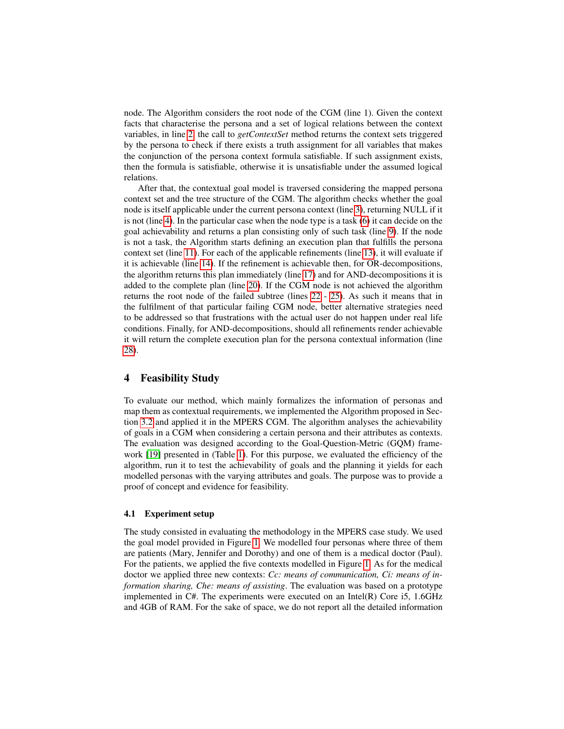node. The Algorithm considers the root node of the CGM (line 1). Given the context facts that characterise the persona and a set of logical relations between the context variables, in line 2, the call to *getContextSet* method returns the context sets triggered by the persona to check if there exists a truth assignment for all variables that makes the conjunction of the persona context formula satisfiable. If such assignment exists, then the formula is satisfiable, otherwise it is unsatisfiable under the assumed logical relations.

After that, the contextual goal model is traversed considering the mapped persona context set and the tree structure of the CGM. The algorithm checks whether the goal node is itself applicable under the current persona context (line 3), returning NULL if it is not (line 4). In the particular case when the node type is a task (6) it can decide on the goal achievability and returns a plan consisting only of such task (line 9). If the node is not a task, the Algorithm starts defining an execution plan that fulfills the persona context set (line 11). For each of the applicable refinements (line 13), it will evaluate if it is achievable (line 14). If the refinement is achievable then, for OR-decompositions, the algorithm returns this plan immediately (line 17) and for AND-decompositions it is added to the complete plan (line 20). If the CGM node is not achieved the algorithm returns the root node of the failed subtree (lines 22 - 25). As such it means that in the fulfilment of that particular failing CGM node, better alternative strategies need to be addressed so that frustrations with the actual user do not happen under real life conditions. Finally, for AND-decompositions, should all refinements render achievable it will return the complete execution plan for the persona contextual information (line 28).

## 4 Feasibility Study

To evaluate our method, which mainly formalizes the information of personas and map them as contextual requirements, we implemented the Algorithm proposed in Section 3.2 and applied it in the MPERS CGM. The algorithm analyses the achievability of goals in a CGM when considering a certain persona and their attributes as contexts. The evaluation was designed according to the Goal-Question-Metric (GQM) framework [19] presented in (Table 1). For this purpose, we evaluated the efficiency of the algorithm, run it to test the achievability of goals and the planning it yields for each modelled personas with the varying attributes and goals. The purpose was to provide a proof of concept and evidence for feasibility.

### 4.1 Experiment setup

The study consisted in evaluating the methodology in the MPERS case study. We used the goal model provided in Figure 1. We modelled four personas where three of them are patients (Mary, Jennifer and Dorothy) and one of them is a medical doctor (Paul). For the patients, we applied the five contexts modelled in Figure 1. As for the medical doctor we applied three new contexts: *Cc: means of communication, Ci: means of information sharing, Che: means of assisting*. The evaluation was based on a prototype implemented in C#. The experiments were executed on an Intel(R) Core i5, 1.6GHz and 4GB of RAM. For the sake of space, we do not report all the detailed information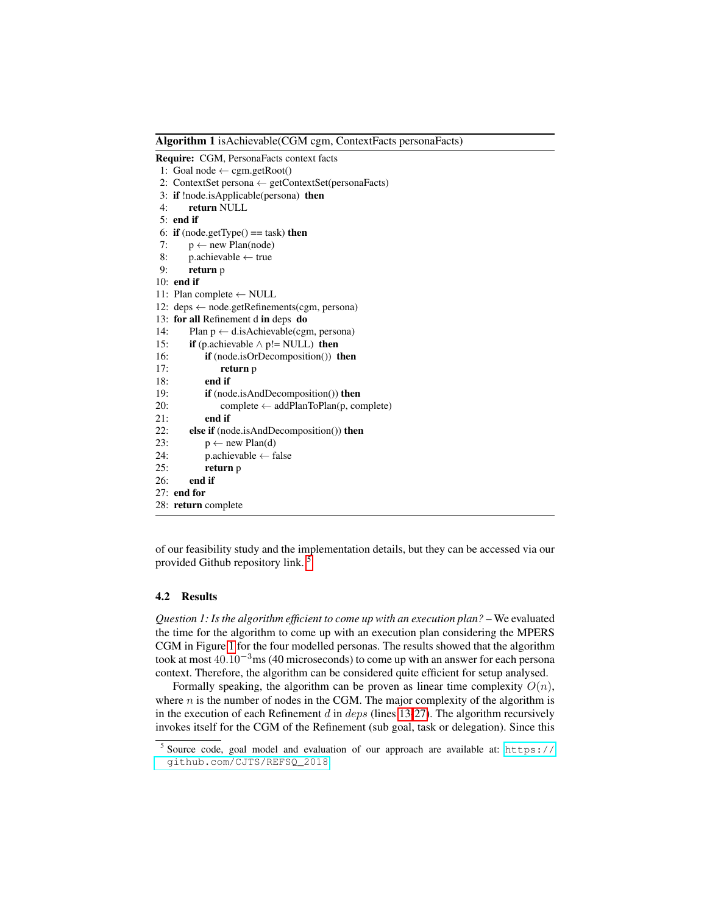**Algorithm 1** isAchievable(CGM cgm, ContextFacts personaFacts)

```
Require: CGM, PersonaFacts context facts
 1: Goal node ← cgm.getRoot()
 2: ContextSet persona ← getContextSet(personaFacts)
 3: if !node.isApplicable(persona) then
 4:     return NULL
 5: end if
 6: if (node.getType() == task) then
 7:     p ← new Plan(node)
 8:     p.achievable ← true
 9:     return p
10: end if
11: Plan complete ← NULL
12: deps ← node.getRefinements(cgm, persona)
13: for all Refinement d in deps do
14:     Plan p ← d.isAchievable(cgm, persona)
15:     if (p.achievable ∧ p!= NULL) then
16:         if (node.isOrDecomposition()) then
17:             return p
18:         end if
19:         if (node.isAndDecomposition()) then
20:             complete ← addPlanToPlan(p, complete)
21:         end if
22:     else if (node.isAndDecomposition()) then
23:         p ← new Plan(d)
24:         p.achievable ← false
25:         return p
26:     end if
27: end for
28: return complete
```

of our feasibility study and the implementation details, but they can be accessed via our provided Github repository link.[5]

### 4.2 Results

*Question 1: Is the algorithm efficient to come up with an execution plan?* – We evaluated the time for the algorithm to come up with an execution plan considering the MPERS CGM in Figure 1 for the four modelled personas. The results showed that the algorithm took at most $40.10^{-3}$ms (40 microseconds) to come up with an answer for each persona context. Therefore, the algorithm can be considered quite efficient for setup analysed.

Formally speaking, the algorithm can be proven as linear time complexity $O(n)$, where $n$ is the number of nodes in the CGM. The major complexity of the algorithm is in the execution of each Refinement $d$ in $deps$ (lines 13-27). The algorithm recursively invokes itself for the CGM of the Refinement (sub goal, task or delegation). Since this

[5] Source code, goal model and evaluation of our approach are available at: https://github.com/CJTS/REFSQ_2018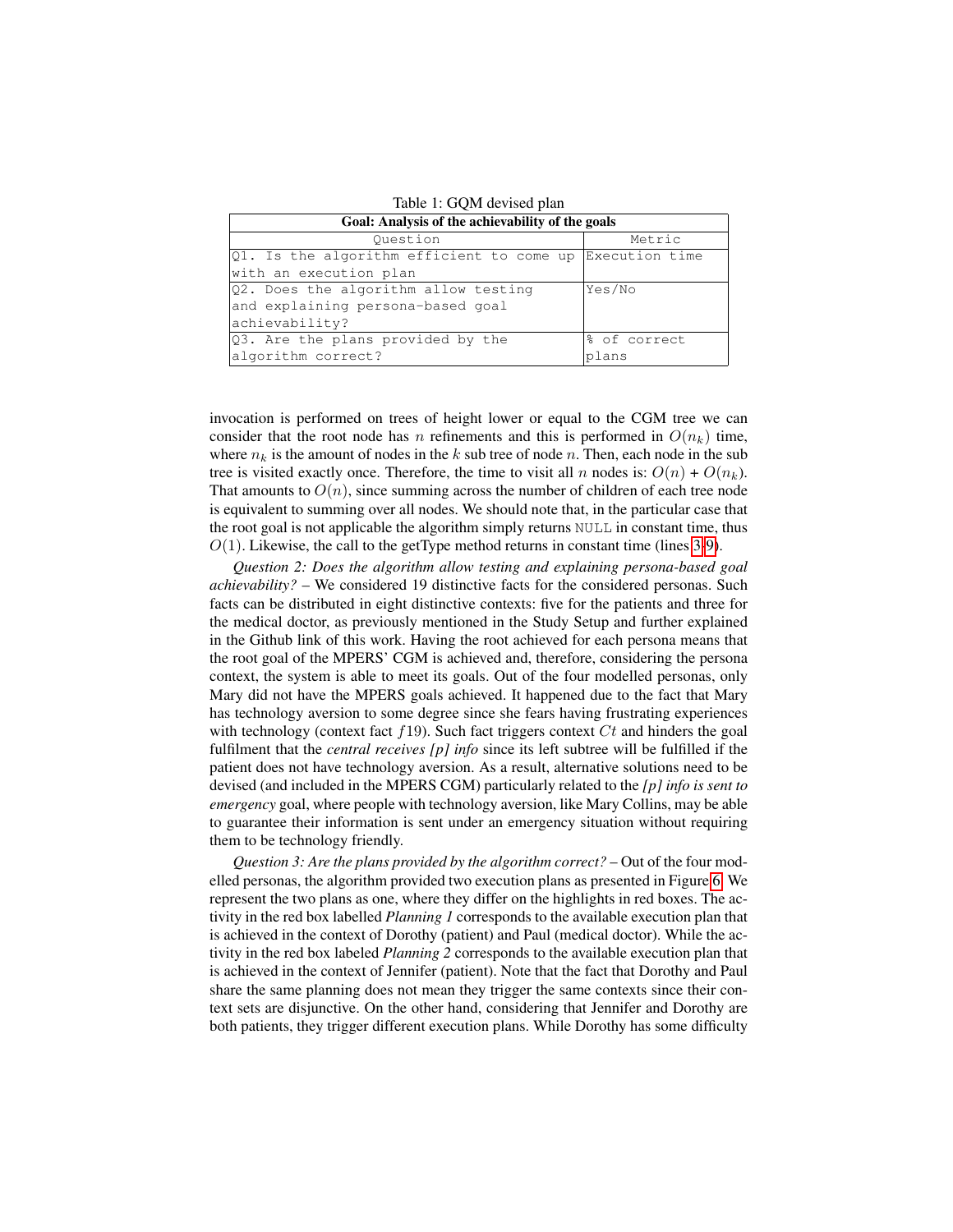Table 1: GQM devised plan

| Goal: Analysis of the achievability of the goals | |
|---|---|
| Question | Metric |
| Q1. Is the algorithm efficient to come up with an execution plan | Execution time |
| Q2. Does the algorithm allow testing and explaining persona-based goal achievability? | Yes/No |
| Q3. Are the plans provided by the algorithm correct? | % of correct plans |

invocation is performed on trees of height lower or equal to the CGM tree we can consider that the root node has $n$ refinements and this is performed in $O(n_k)$ time, where $n_k$ is the amount of nodes in the $k$ sub tree of node $n$. Then, each node in the sub tree is visited exactly once. Therefore, the time to visit all $n$ nodes is: $O(n)$ + $O(n_k)$. That amounts to $O(n)$, since summing across the number of children of each tree node is equivalent to summing over all nodes. We should note that, in the particular case that the root goal is not applicable the algorithm simply returns `NULL` in constant time, thus $O(1)$. Likewise, the call to the getType method returns in constant time (lines 3-9).

*Question 2: Does the algorithm allow testing and explaining persona-based goal achievability?* – We considered 19 distinctive facts for the considered personas. Such facts can be distributed in eight distinctive contexts: five for the patients and three for the medical doctor, as previously mentioned in the Study Setup and further explained in the Github link of this work. Having the root achieved for each persona means that the root goal of the MPERS' CGM is achieved and, therefore, considering the persona context, the system is able to meet its goals. Out of the four modelled personas, only Mary did not have the MPERS goals achieved. It happened due to the fact that Mary has technology aversion to some degree since she fears having frustrating experiences with technology (context fact $f19$). Such fact triggers context $Ct$ and hinders the goal fulfilment that the *central receives [p] info* since its left subtree will be fulfilled if the patient does not have technology aversion. As a result, alternative solutions need to be devised (and included in the MPERS CGM) particularly related to the *[p] info is sent to emergency* goal, where people with technology aversion, like Mary Collins, may be able to guarantee their information is sent under an emergency situation without requiring them to be technology friendly.

*Question 3: Are the plans provided by the algorithm correct?* – Out of the four modelled personas, the algorithm provided two execution plans as presented in Figure 6. We represent the two plans as one, where they differ on the highlights in red boxes. The activity in the red box labelled *Planning 1* corresponds to the available execution plan that is achieved in the context of Dorothy (patient) and Paul (medical doctor). While the activity in the red box labeled *Planning 2* corresponds to the available execution plan that is achieved in the context of Jennifer (patient). Note that the fact that Dorothy and Paul share the same planning does not mean they trigger the same contexts since their context sets are disjunctive. On the other hand, considering that Jennifer and Dorothy are both patients, they trigger different execution plans. While Dorothy has some difficulty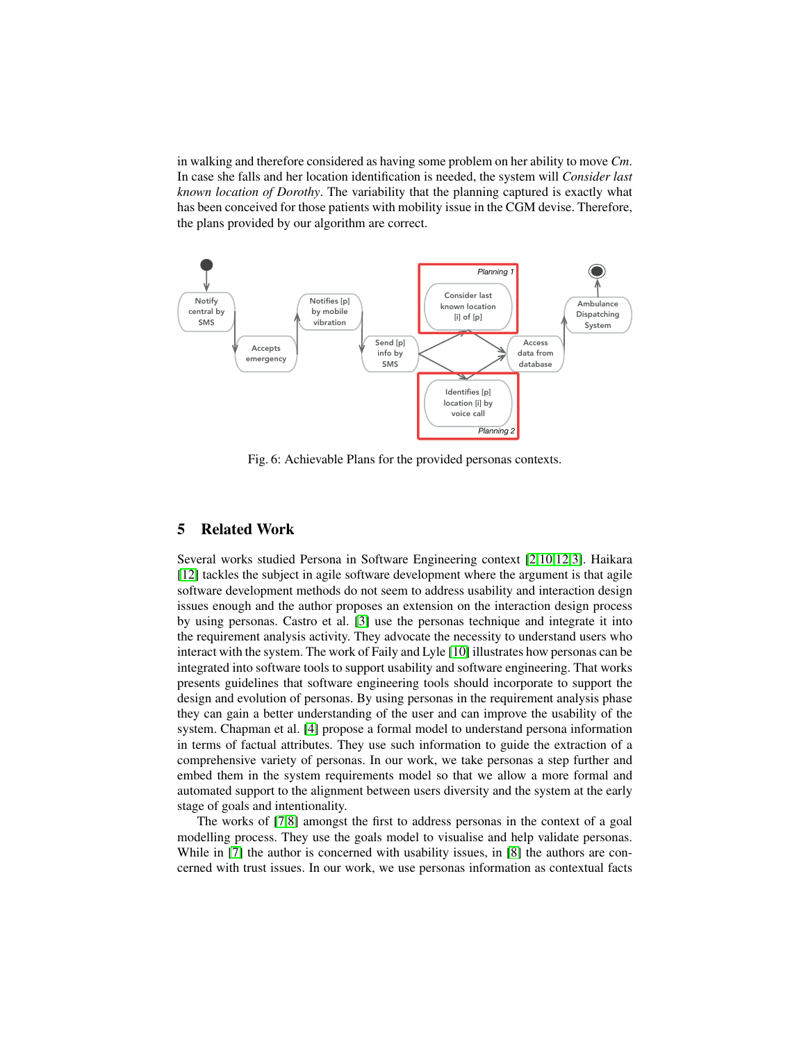in walking and therefore considered as having some problem on her ability to move *Cm*. In case she falls and her location identification is needed, the system will *Consider last known location of Dorothy*. The variability that the planning captured is exactly what has been conceived for those patients with mobility issue in the CGM devise. Therefore, the plans provided by our algorithm are correct.

Fig. 6: Achievable Plans for the provided personas contexts.

## 5 Related Work

Several works studied Persona in Software Engineering context [2,10,12,3]. Haikara [12] tackles the subject in agile software development where the argument is that agile software development methods do not seem to address usability and interaction design issues enough and the author proposes an extension on the interaction design process by using personas. Castro et al. [3] use the personas technique and integrate it into the requirement analysis activity. They advocate the necessity to understand users who interact with the system. The work of Faily and Lyle [10] illustrates how personas can be integrated into software tools to support usability and software engineering. That works presents guidelines that software engineering tools should incorporate to support the design and evolution of personas. By using personas in the requirement analysis phase they can gain a better understanding of the user and can improve the usability of the system. Chapman et al. [4] propose a formal model to understand persona information in terms of factual attributes. They use such information to guide the extraction of a comprehensive variety of personas. In our work, we take personas a step further and embed them in the system requirements model so that we allow a more formal and automated support to the alignment between users diversity and the system at the early stage of goals and intentionality.

The works of [7,8] amongst the first to address personas in the context of a goal modelling process. They use the goals model to visualise and help validate personas. While in [7] the author is concerned with usability issues, in [8] the authors are concerned with trust issues. In our work, we use personas information as contextual facts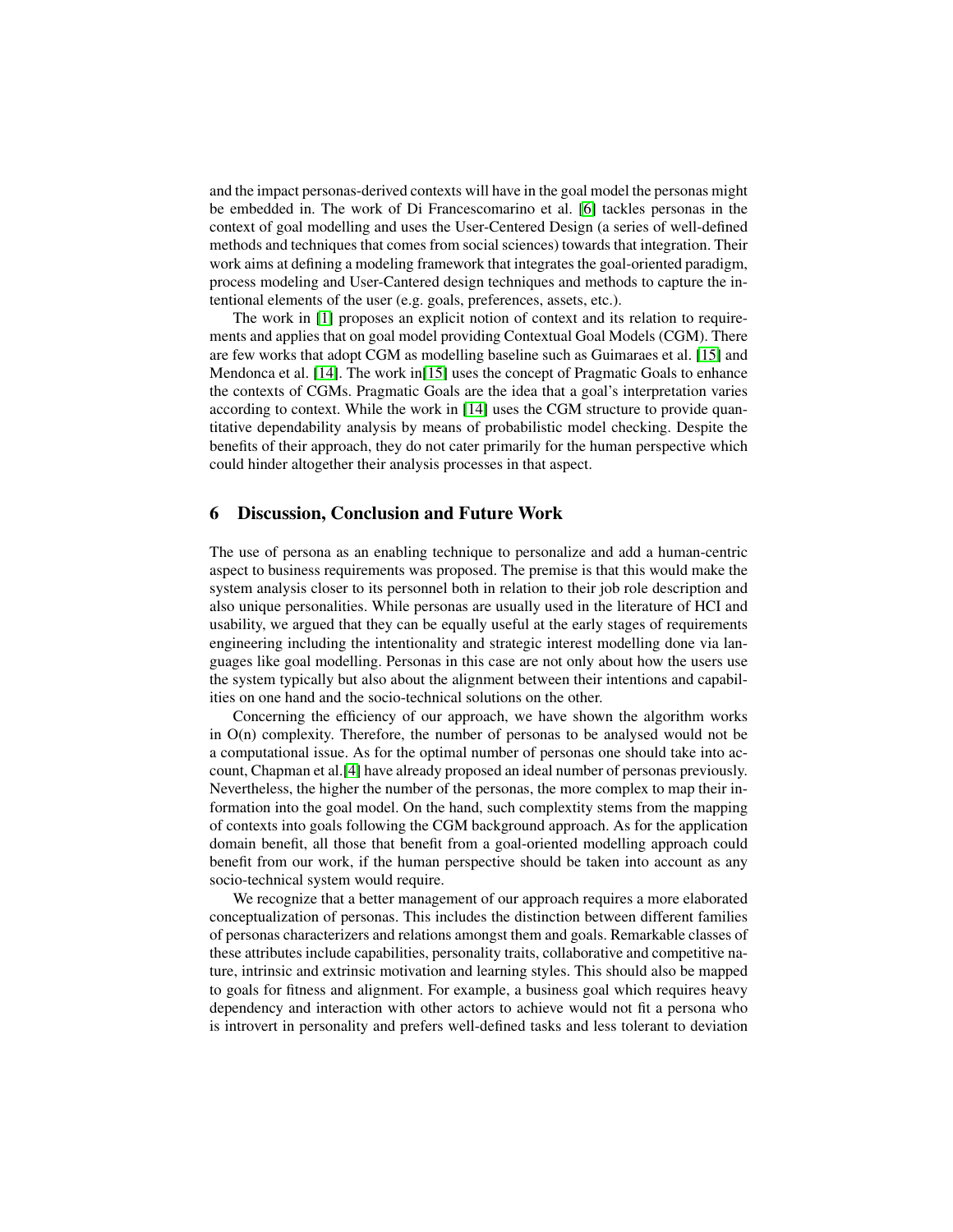and the impact personas-derived contexts will have in the goal model the personas might be embedded in. The work of Di Francescomarino et al. [6] tackles personas in the context of goal modelling and uses the User-Centered Design (a series of well-defined methods and techniques that comes from social sciences) towards that integration. Their work aims at defining a modeling framework that integrates the goal-oriented paradigm, process modeling and User-Cantered design techniques and methods to capture the intentional elements of the user (e.g. goals, preferences, assets, etc.).

The work in [1] proposes an explicit notion of context and its relation to requirements and applies that on goal model providing Contextual Goal Models (CGM). There are few works that adopt CGM as modelling baseline such as Guimaraes et al. [15] and Mendonca et al. [14]. The work in[15] uses the concept of Pragmatic Goals to enhance the contexts of CGMs. Pragmatic Goals are the idea that a goal's interpretation varies according to context. While the work in [14] uses the CGM structure to provide quantitative dependability analysis by means of probabilistic model checking. Despite the benefits of their approach, they do not cater primarily for the human perspective which could hinder altogether their analysis processes in that aspect.

## 6 Discussion, Conclusion and Future Work

The use of persona as an enabling technique to personalize and add a human-centric aspect to business requirements was proposed. The premise is that this would make the system analysis closer to its personnel both in relation to their job role description and also unique personalities. While personas are usually used in the literature of HCI and usability, we argued that they can be equally useful at the early stages of requirements engineering including the intentionality and strategic interest modelling done via languages like goal modelling. Personas in this case are not only about how the users use the system typically but also about the alignment between their intentions and capabilities on one hand and the socio-technical solutions on the other.

Concerning the efficiency of our approach, we have shown the algorithm works in O(n) complexity. Therefore, the number of personas to be analysed would not be a computational issue. As for the optimal number of personas one should take into account, Chapman et al.[4] have already proposed an ideal number of personas previously. Nevertheless, the higher the number of the personas, the more complex to map their information into the goal model. On the hand, such complextity stems from the mapping of contexts into goals following the CGM background approach. As for the application domain benefit, all those that benefit from a goal-oriented modelling approach could benefit from our work, if the human perspective should be taken into account as any socio-technical system would require.

We recognize that a better management of our approach requires a more elaborated conceptualization of personas. This includes the distinction between different families of personas characterizers and relations amongst them and goals. Remarkable classes of these attributes include capabilities, personality traits, collaborative and competitive nature, intrinsic and extrinsic motivation and learning styles. This should also be mapped to goals for fitness and alignment. For example, a business goal which requires heavy dependency and interaction with other actors to achieve would not fit a persona who is introvert in personality and prefers well-defined tasks and less tolerant to deviation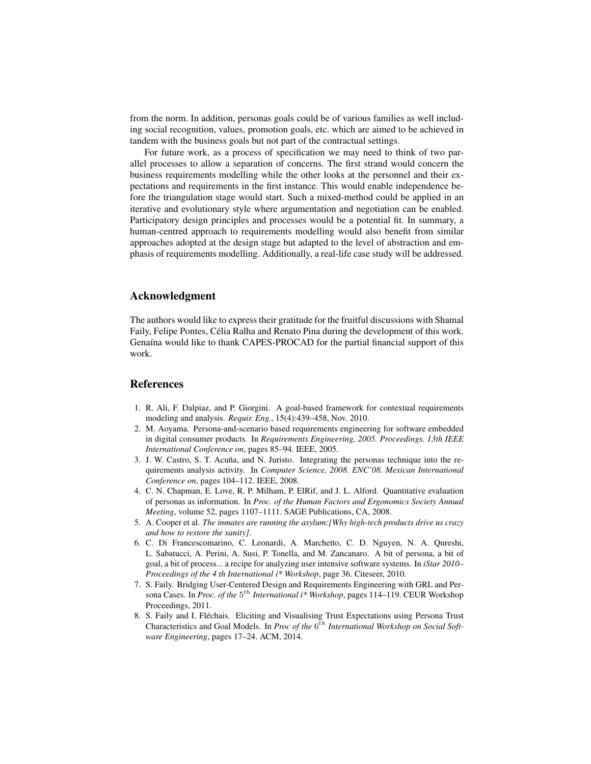from the norm. In addition, personas goals could be of various families as well including social recognition, values, promotion goals, etc. which are aimed to be achieved in tandem with the business goals but not part of the contractual settings.

For future work, as a process of specification we may need to think of two parallel processes to allow a separation of concerns. The first strand would concern the business requirements modelling while the other looks at the personnel and their expectations and requirements in the first instance. This would enable independence before the triangulation stage would start. Such a mixed-method could be applied in an iterative and evolutionary style where argumentation and negotiation can be enabled. Participatory design principles and processes would be a potential fit. In summary, a human-centred approach to requirements modelling would also benefit from similar approaches adopted at the design stage but adapted to the level of abstraction and emphasis of requirements modelling. Additionally, a real-life case study will be addressed.

## Acknowledgment

The authors would like to express their gratitude for the fruitful discussions with Shamal Faily, Felipe Pontes, Célia Ralha and Renato Pina during the development of this work. Genaína would like to thank CAPES-PROCAD for the partial financial support of this work.

## References

1. R. Ali, F. Dalpiaz, and P. Giorgini. A goal-based framework for contextual requirements modeling and analysis. *Requir. Eng.*, 15(4):439–458, Nov. 2010.
2. M. Aoyama. Persona-and-scenario based requirements engineering for software embedded in digital consumer products. In *Requirements Engineering, 2005. Proceedings. 13th IEEE International Conference on*, pages 85–94. IEEE, 2005.
3. J. W. Castro, S. T. Acuña, and N. Juristo. Integrating the personas technique into the requirements analysis activity. In *Computer Science, 2008. ENC'08. Mexican International Conference on*, pages 104–112. IEEE, 2008.
4. C. N. Chapman, E. Love, R. P. Milham, P. ElRif, and J. L. Alford. Quantitative evaluation of personas as information. In *Proc. of the Human Factors and Ergonomics Society Annual Meeting*, volume 52, pages 1107–1111. SAGE Publications, CA, 2008.
5. A. Cooper et al. *The inmates are running the asylum:[Why high-tech products drive us crazy and how to restore the sanity]*.
6. C. Di Francescomarino, C. Leonardi, A. Marchetto, C. D. Nguyen, N. A. Qureshi, L. Sabatucci, A. Perini, A. Susi, P. Tonella, and M. Zancanaro. A bit of persona, a bit of goal, a bit of process... a recipe for analyzing user intensive software systems. In *iStar 2010– Proceedings of the 4 th International i\* Workshop*, page 36. Citeseer, 2010.
7. S. Faily. Bridging User-Centered Design and Requirements Engineering with GRL and Persona Cases. In *Proc. of the* $5^{th}$ *International i\* Workshop*, pages 114–119. CEUR Workshop Proceedings, 2011.
8. S. Faily and I. Fléchais. Eliciting and Visualising Trust Expectations using Persona Trust Characteristics and Goal Models. In *Proc of the* $6^{th}$ *International Workshop on Social Software Engineering*, pages 17–24. ACM, 2014.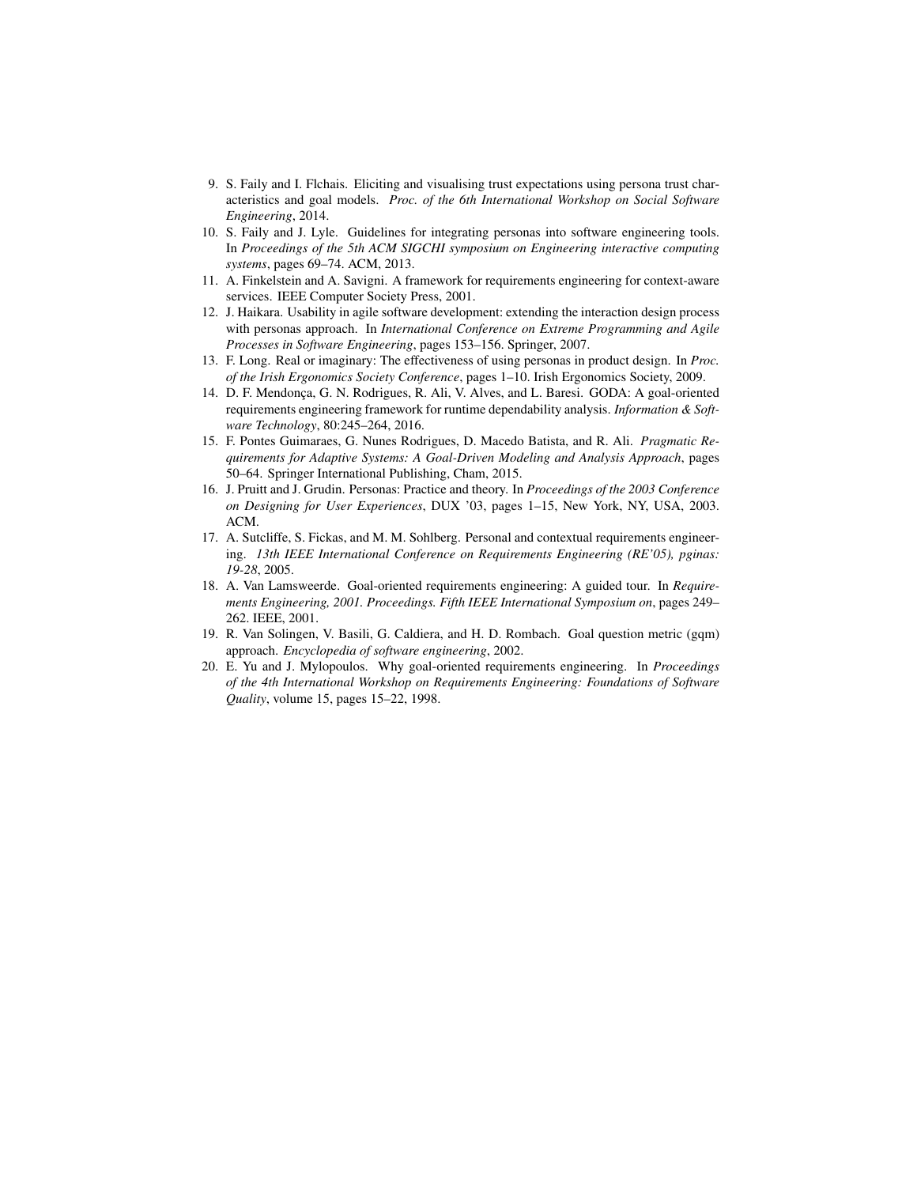9. S. Faily and I. Flchais. Eliciting and visualising trust expectations using persona trust characteristics and goal models. *Proc. of the 6th International Workshop on Social Software Engineering*, 2014.
10. S. Faily and J. Lyle. Guidelines for integrating personas into software engineering tools. In *Proceedings of the 5th ACM SIGCHI symposium on Engineering interactive computing systems*, pages 69–74. ACM, 2013.
11. A. Finkelstein and A. Savigni. A framework for requirements engineering for context-aware services. IEEE Computer Society Press, 2001.
12. J. Haikara. Usability in agile software development: extending the interaction design process with personas approach. In *International Conference on Extreme Programming and Agile Processes in Software Engineering*, pages 153–156. Springer, 2007.
13. F. Long. Real or imaginary: The effectiveness of using personas in product design. In *Proc. of the Irish Ergonomics Society Conference*, pages 1–10. Irish Ergonomics Society, 2009.
14. D. F. Mendonça, G. N. Rodrigues, R. Ali, V. Alves, and L. Baresi. GODA: A goal-oriented requirements engineering framework for runtime dependability analysis. *Information & Software Technology*, 80:245–264, 2016.
15. F. Pontes Guimaraes, G. Nunes Rodrigues, D. Macedo Batista, and R. Ali. *Pragmatic Requirements for Adaptive Systems: A Goal-Driven Modeling and Analysis Approach*, pages 50–64. Springer International Publishing, Cham, 2015.
16. J. Pruitt and J. Grudin. Personas: Practice and theory. In *Proceedings of the 2003 Conference on Designing for User Experiences*, DUX '03, pages 1–15, New York, NY, USA, 2003. ACM.
17. A. Sutcliffe, S. Fickas, and M. M. Sohlberg. Personal and contextual requirements engineering. *13th IEEE International Conference on Requirements Engineering (RE'05), pginas: 19-28*, 2005.
18. A. Van Lamsweerde. Goal-oriented requirements engineering: A guided tour. In *Requirements Engineering, 2001. Proceedings. Fifth IEEE International Symposium on*, pages 249–262. IEEE, 2001.
19. R. Van Solingen, V. Basili, G. Caldiera, and H. D. Rombach. Goal question metric (gqm) approach. *Encyclopedia of software engineering*, 2002.
20. E. Yu and J. Mylopoulos. Why goal-oriented requirements engineering. In *Proceedings of the 4th International Workshop on Requirements Engineering: Foundations of Software Quality*, volume 15, pages 15–22, 1998.